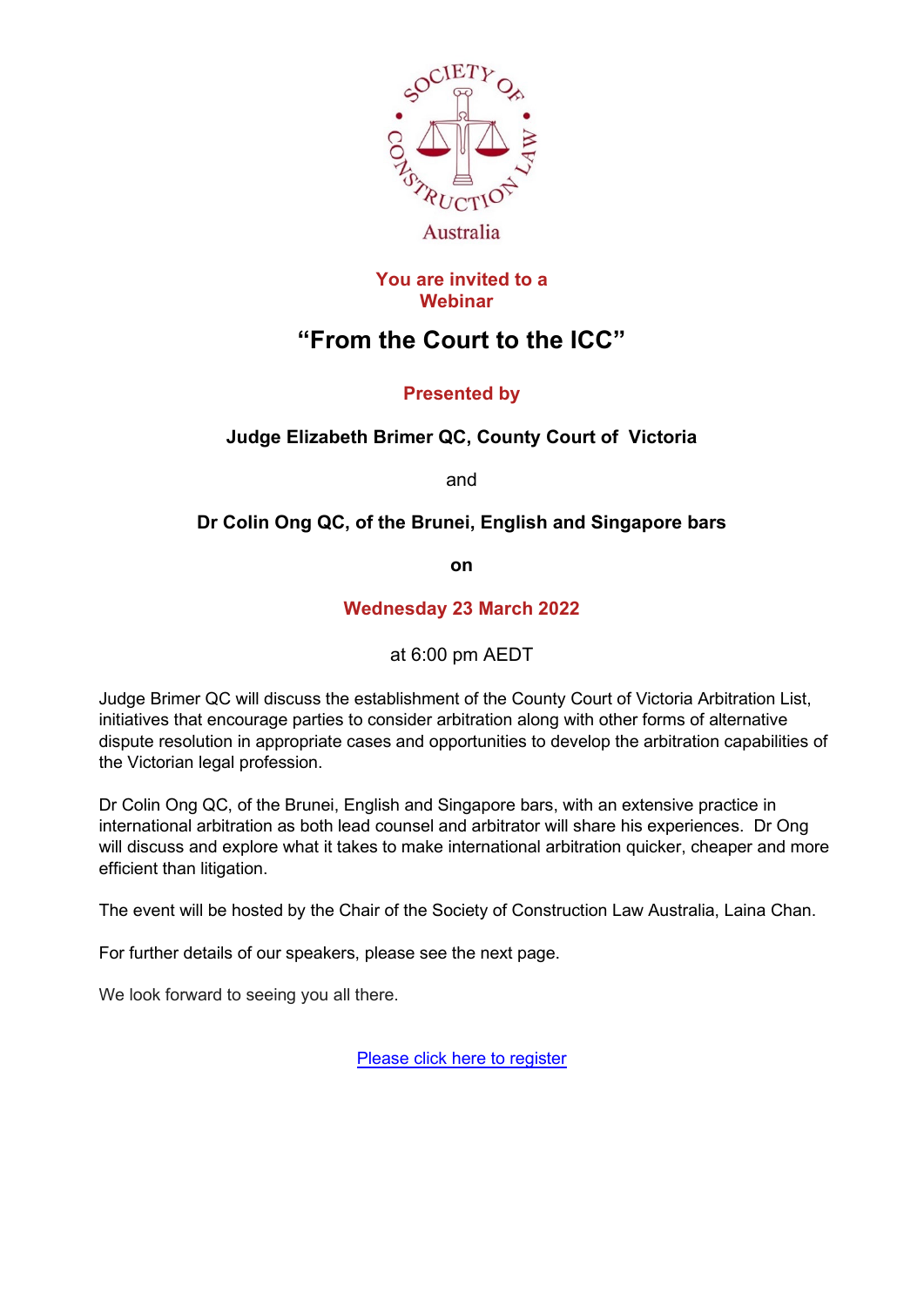SOCIETY OF CONSTRUCTION LAW

Australia

**You are invited to a Webinar**

# "From the Court to the ICC"

**Presented by**

**Judge Elizabeth Brimer QC, County Court of Victoria**

and

**Dr Colin Ong QC, of the Brunei, English and Singapore bars**

**on**

**Wednesday 23 March 2022**

at 6:00 pm AEDT

Judge Brimer QC will discuss the establishment of the County Court of Victoria Arbitration List, initiatives that encourage parties to consider arbitration along with other forms of alternative dispute resolution in appropriate cases and opportunities to develop the arbitration capabilities of the Victorian legal profession.

Dr Colin Ong QC, of the Brunei, English and Singapore bars, with an extensive practice in international arbitration as both lead counsel and arbitrator will share his experiences. Dr Ong will discuss and explore what it takes to make international arbitration quicker, cheaper and more efficient than litigation.

The event will be hosted by the Chair of the Society of Construction Law Australia, Laina Chan.

For further details of our speakers, please see the next page.

We look forward to seeing you all there.

Please click here to register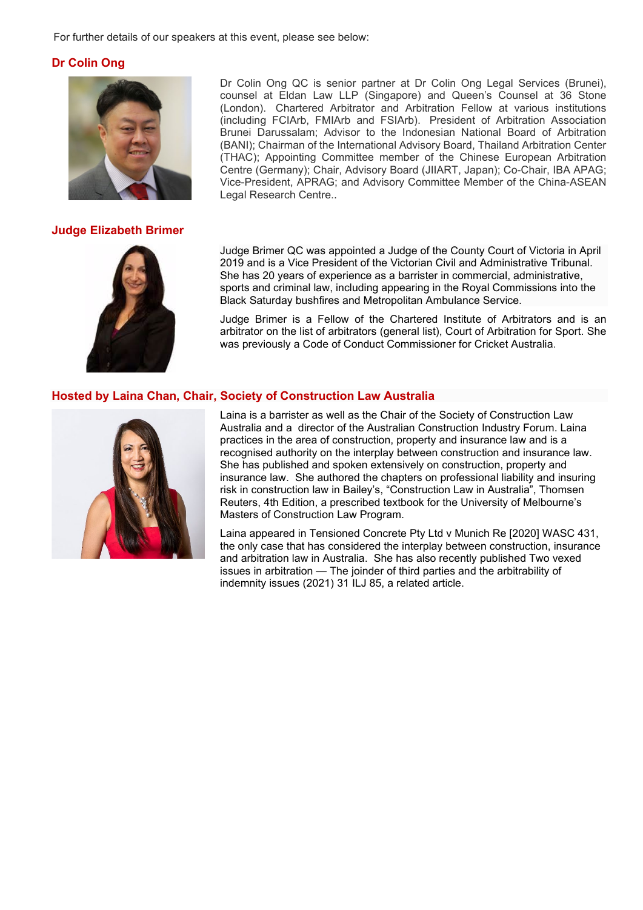For further details of our speakers at this event, please see below:

## Dr Colin Ong

Dr Colin Ong QC is senior partner at Dr Colin Ong Legal Services (Brunei), counsel at Eldan Law LLP (Singapore) and Queen's Counsel at 36 Stone (London). Chartered Arbitrator and Arbitration Fellow at various institutions (including FCIArb, FMIArb and FSIArb). President of Arbitration Association Brunei Darussalam; Advisor to the Indonesian National Board of Arbitration (BANI); Chairman of the International Advisory Board, Thailand Arbitration Center (THAC); Appointing Committee member of the Chinese European Arbitration Centre (Germany); Chair, Advisory Board (JIIART, Japan); Co-Chair, IBA APAG; Vice-President, APRAG; and Advisory Committee Member of the China-ASEAN Legal Research Centre..

## Judge Elizabeth Brimer

Judge Brimer QC was appointed a Judge of the County Court of Victoria in April 2019 and is a Vice President of the Victorian Civil and Administrative Tribunal. She has 20 years of experience as a barrister in commercial, administrative, sports and criminal law, including appearing in the Royal Commissions into the Black Saturday bushfires and Metropolitan Ambulance Service.

Judge Brimer is a Fellow of the Chartered Institute of Arbitrators and is an arbitrator on the list of arbitrators (general list), Court of Arbitration for Sport. She was previously a Code of Conduct Commissioner for Cricket Australia.

## Hosted by Laina Chan, Chair, Society of Construction Law Australia

Laina is a barrister as well as the Chair of the Society of Construction Law Australia and a director of the Australian Construction Industry Forum. Laina practices in the area of construction, property and insurance law and is a recognised authority on the interplay between construction and insurance law. She has published and spoken extensively on construction, property and insurance law. She authored the chapters on professional liability and insuring risk in construction law in Bailey's, "Construction Law in Australia", Thomsen Reuters, 4th Edition, a prescribed textbook for the University of Melbourne's Masters of Construction Law Program.

Laina appeared in Tensioned Concrete Pty Ltd v Munich Re [2020] WASC 431, the only case that has considered the interplay between construction, insurance and arbitration law in Australia. She has also recently published Two vexed issues in arbitration — The joinder of third parties and the arbitrability of indemnity issues (2021) 31 ILJ 85, a related article.